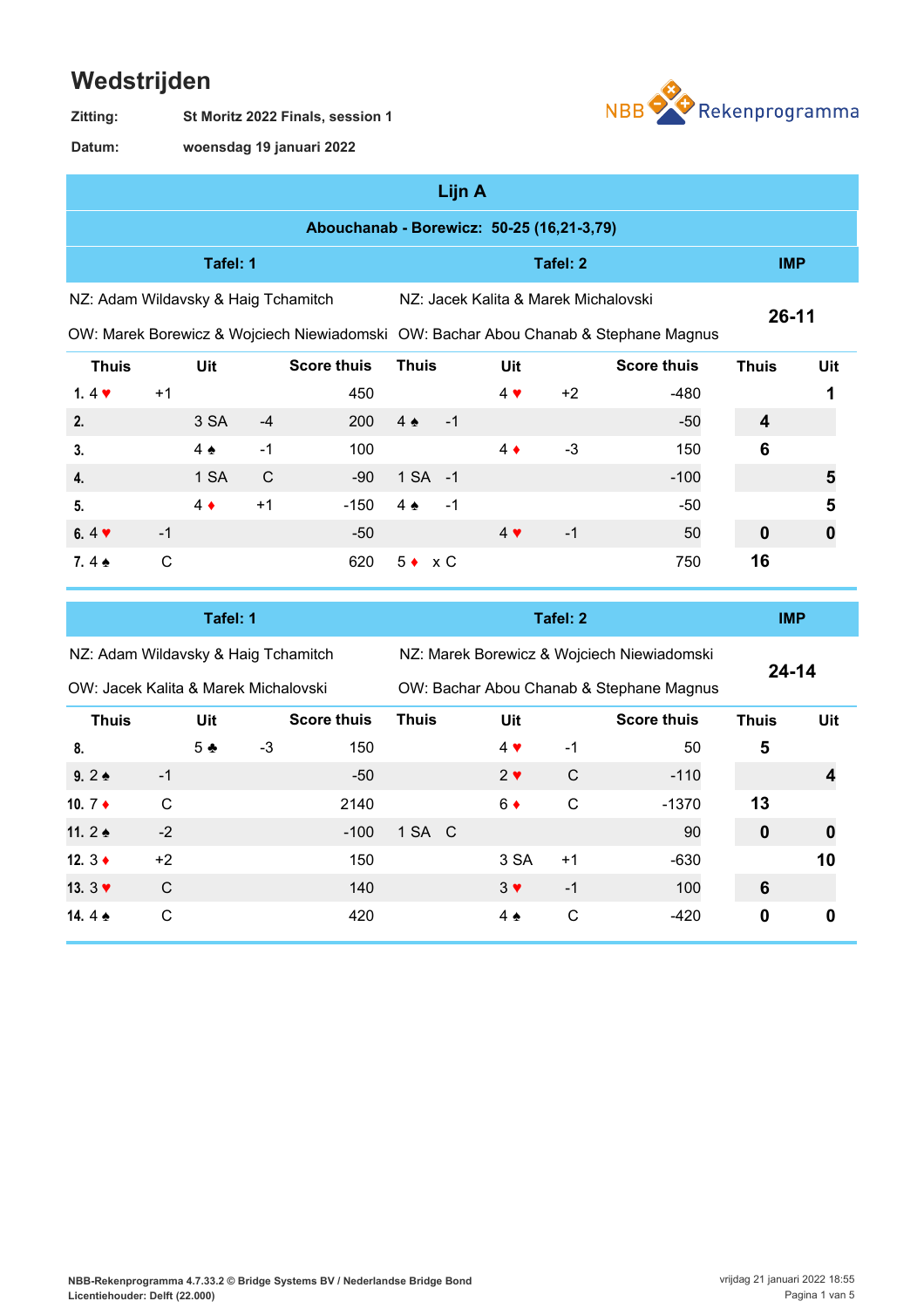# Wedstrijden

**Zitting:** St Moritz 2022 Finals, session 1

**Datum:** woensdag 19 januari 2022

NBB Rekenprogramma

## Lijn A

**Abouchanab - Borewicz: 50-25 (16,21-3,79)**

| Tafel: 1 | | | | Tafel: 2 | | | | IMP | |
|---|---|---|---|---|---|---|---|---|---|
| NZ: Adam Wildavsky & Haig Tchamitch | | | | NZ: Jacek Kalita & Marek Michalovski | | | | 26-11 | |
| OW: Marek Borewicz & Wojciech Niewiadomski | | | | OW: Bachar Abou Chanab & Stephane Magnus | | | | | |
| **Thuis** | | **Uit** | **Score thuis** | **Thuis** | | **Uit** | **Score thuis** | **Thuis** | **Uit** |
| 1. 4 ♥ | +1 | | 450 | | | 4 ♥ +2 | -480 | | 1 |
| 2. | | 3 SA -4 | 200 | 4 ♠ | -1 | | -50 | 4 | |
| 3. | | 4 ♠ -1 | 100 | | | 4 ♦ -3 | 150 | 6 | |
| 4. | | 1 SA C | -90 | 1 SA | -1 | | -100 | | 5 |
| 5. | | 4 ♦ +1 | -150 | 4 ♠ | -1 | | -50 | | 5 |
| 6. 4 ♥ | -1 | | -50 | | | 4 ♥ -1 | 50 | 0 | 0 |
| 7. 4 ♠ | C | | 620 | 5 ♦ | x C | | 750 | 16 | |

| Tafel: 1 | | | | Tafel: 2 | | | | IMP | |
|---|---|---|---|---|---|---|---|---|---|
| NZ: Adam Wildavsky & Haig Tchamitch | | | | NZ: Marek Borewicz & Wojciech Niewiadomski | | | | 24-14 | |
| OW: Jacek Kalita & Marek Michalovski | | | | OW: Bachar Abou Chanab & Stephane Magnus | | | | | |
| **Thuis** | | **Uit** | **Score thuis** | **Thuis** | | **Uit** | **Score thuis** | **Thuis** | **Uit** |
| 8. | | 5 ♣ -3 | 150 | | | 4 ♥ -1 | 50 | 5 | |
| 9. 2 ♠ | -1 | | -50 | | | 2 ♥ C | -110 | | 4 |
| 10. 7 ♦ | C | | 2140 | | | 6 ♦ C | -1370 | 13 | |
| 11. 2 ♠ | -2 | | -100 | 1 SA | C | | 90 | 0 | 0 |
| 12. 3 ♦ | +2 | | 150 | | | 3 SA +1 | -630 | | 10 |
| 13. 3 ♥ | C | | 140 | | | 3 ♥ -1 | 100 | 6 | |
| 14. 4 ♠ | C | | 420 | | | 4 ♠ C | -420 | 0 | 0 |

NBB-Rekenprogramma 4.7.33.2 © Bridge Systems BV / Nederlandse Bridge Bond
Licentiehouder: Delft (22.000)

vrijdag 21 januari 2022 18:55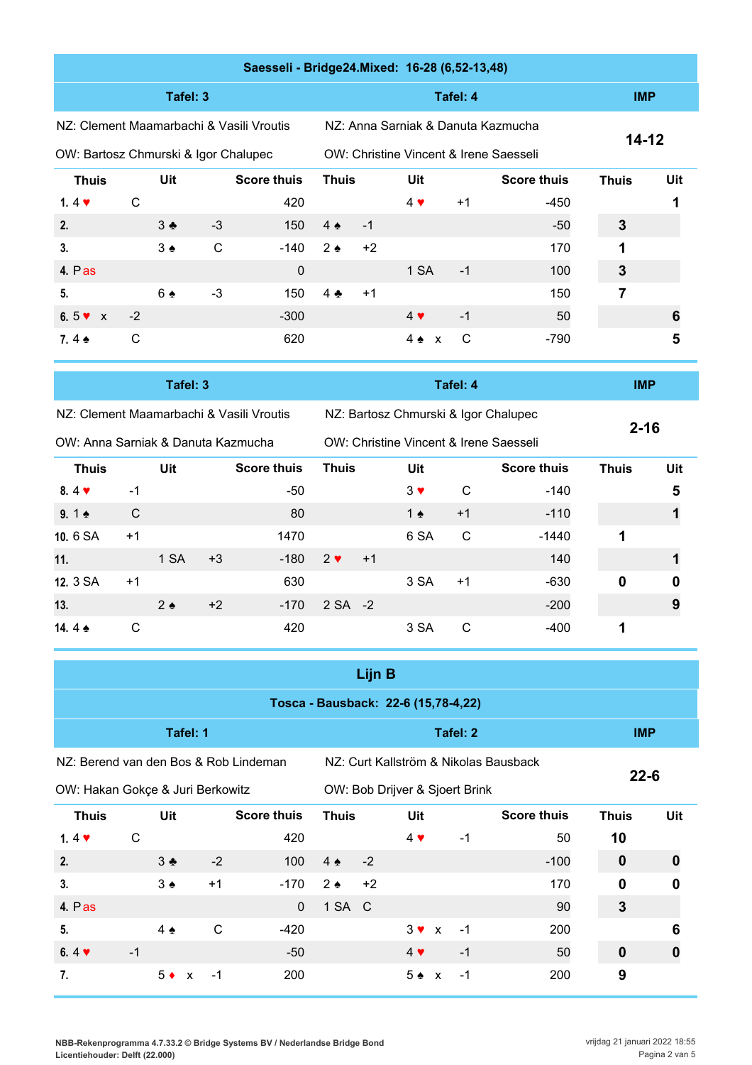## Saesseli - Bridge24.Mixed: 16-28 (6,52-13,48)

| Tafel: 3 | | | | Tafel: 4 | | | | IMP | |
|---|---|---|---|---|---|---|---|---|---|
| NZ: Clement Maamarbachi & Vasili Vroutis | | | | NZ: Anna Sarniak & Danuta Kazmucha | | | | 14-12 | |
| OW: Bartosz Chmurski & Igor Chalupec | | | | OW: Christine Vincent & Irene Saesseli | | | | | |
| Thuis | | Uit | Score thuis | Thuis | | Uit | Score thuis | Thuis | Uit |
| 1. 4 ♥ | C | | 420 | | | 4 ♥ +1 | -450 | | 1 |
| 2. | | 3 ♣ -3 | 150 | 4 ♠ | -1 | | -50 | 3 | |
| 3. | | 3 ♠ C | -140 | 2 ♠ | +2 | | 170 | 1 | |
| 4. Pas | | | 0 | | | 1 SA -1 | 100 | 3 | |
| 5. | | 6 ♠ -3 | 150 | 4 ♣ | +1 | | 150 | 7 | |
| 6. 5 ♥ x | -2 | | -300 | | | 4 ♥ -1 | 50 | | 6 |
| 7. 4 ♠ | C | | 620 | | | 4 ♠ x C | -790 | | 5 |

| Tafel: 3 | | | | Tafel: 4 | | | | IMP | |
|---|---|---|---|---|---|---|---|---|---|
| NZ: Clement Maamarbachi & Vasili Vroutis | | | | NZ: Bartosz Chmurski & Igor Chalupec | | | | 2-16 | |
| OW: Anna Sarniak & Danuta Kazmucha | | | | OW: Christine Vincent & Irene Saesseli | | | | | |
| Thuis | | Uit | Score thuis | Thuis | | Uit | Score thuis | Thuis | Uit |
| 8. 4 ♥ | -1 | | -50 | | | 3 ♥ C | -140 | | 5 |
| 9. 1 ♠ | C | | 80 | | | 1 ♠ +1 | -110 | | 1 |
| 10. 6 SA | +1 | | 1470 | | | 6 SA C | -1440 | 1 | |
| 11. | | 1 SA +3 | -180 | 2 ♥ | +1 | | 140 | | 1 |
| 12. 3 SA | +1 | | 630 | | | 3 SA +1 | -630 | 0 | 0 |
| 13. | | 2 ♠ +2 | -170 | 2 SA | -2 | | -200 | | 9 |
| 14. 4 ♠ | C | | 420 | | | 3 SA C | -400 | 1 | |

# Lijn B

## Tosca - Bausback: 22-6 (15,78-4,22)

| Tafel: 1 | | | | Tafel: 2 | | | | IMP | |
|---|---|---|---|---|---|---|---|---|---|
| NZ: Berend van den Bos & Rob Lindeman | | | | NZ: Curt Kallström & Nikolas Bausback | | | | 22-6 | |
| OW: Hakan Gokçe & Juri Berkowitz | | | | OW: Bob Drijver & Sjoert Brink | | | | | |
| Thuis | | Uit | Score thuis | Thuis | | Uit | Score thuis | Thuis | Uit |
| 1. 4 ♥ | C | | 420 | | | 4 ♥ -1 | 50 | 10 | |
| 2. | | 3 ♣ -2 | 100 | 4 ♠ | -2 | | -100 | 0 | 0 |
| 3. | | 3 ♠ +1 | -170 | 2 ♠ | +2 | | 170 | 0 | 0 |
| 4. Pas | | | 0 | 1 SA | C | | 90 | 3 | |
| 5. | | 4 ♠ C | -420 | | | 3 ♥ x -1 | 200 | | 6 |
| 6. 4 ♥ | -1 | | -50 | | | 4 ♥ -1 | 50 | 0 | 0 |
| 7. | | 5 ♦ x -1 | 200 | | | 5 ♠ x -1 | 200 | 9 | |

NBB-Rekenprogramma 4.7.33.2 © Bridge Systems BV / Nederlandse Bridge Bond
Licentiehouder: Delft (22.000)

vrijdag 21 januari 2022 18:55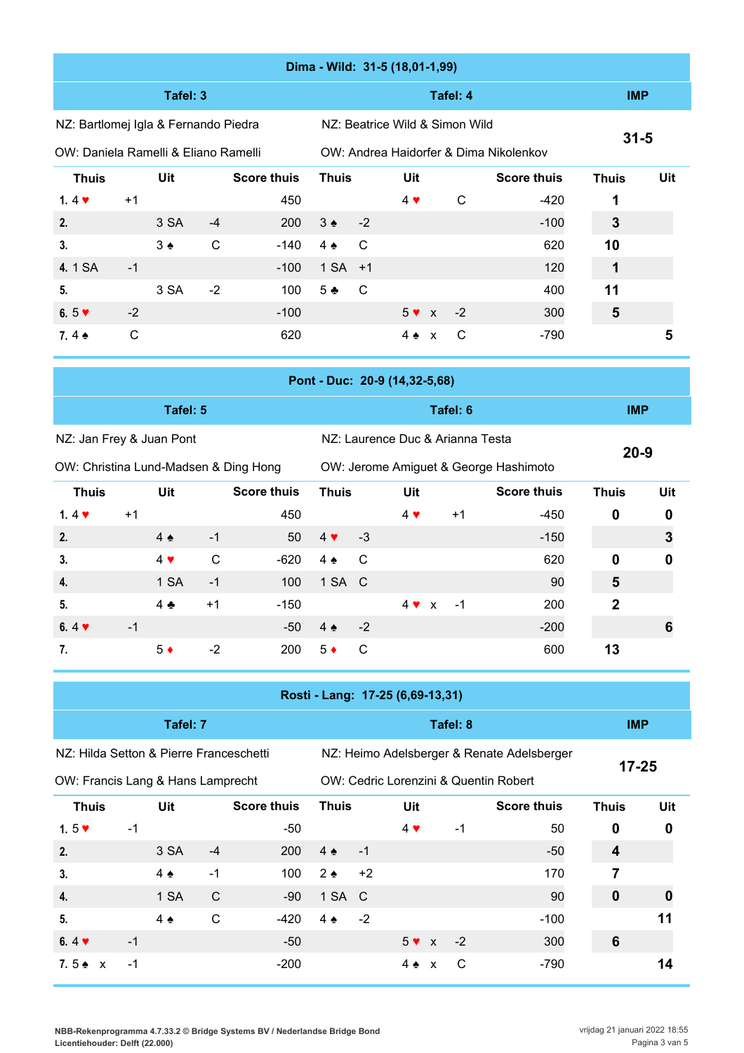## Dima - Wild: 31-5 (18,01-1,99)

| Tafel: 3 | | | | Tafel: 4 | | | | IMP | |
|---|---|---|---|---|---|---|---|---|---|
| NZ: Bartlomej Igla & Fernando Piedra | | | | NZ: Beatrice Wild & Simon Wild | | | | 31-5 | |
| OW: Daniela Ramelli & Eliano Ramelli | | | | OW: Andrea Haidorfer & Dima Nikolenkov | | | | | |
| Thuis | | Uit | Score thuis | Thuis | | Uit | Score thuis | Thuis | Uit |
| 1. 4 ♥ | +1 | | 450 | | | 4 ♥ C | -420 | 1 | |
| 2. | | 3 SA -4 | 200 | 3 ♠ | -2 | | -100 | 3 | |
| 3. | | 3 ♠ C | -140 | 4 ♠ | C | | 620 | 10 | |
| 4. 1 SA | -1 | | -100 | 1 SA | +1 | | 120 | 1 | |
| 5. | | 3 SA -2 | 100 | 5 ♣ | C | | 400 | 11 | |
| 6. 5 ♥ | -2 | | -100 | | | 5 ♥ x -2 | 300 | 5 | |
| 7. 4 ♠ | C | | 620 | | | 4 ♠ x C | -790 | | 5 |

## Pont - Duc: 20-9 (14,32-5,68)

| Tafel: 5 | | | | Tafel: 6 | | | | IMP | |
|---|---|---|---|---|---|---|---|---|---|
| NZ: Jan Frey & Juan Pont | | | | NZ: Laurence Duc & Arianna Testa | | | | 20-9 | |
| OW: Christina Lund-Madsen & Ding Hong | | | | OW: Jerome Amiguet & George Hashimoto | | | | | |
| Thuis | | Uit | Score thuis | Thuis | | Uit | Score thuis | Thuis | Uit |
| 1. 4 ♥ | +1 | | 450 | | | 4 ♥ +1 | -450 | 0 | 0 |
| 2. | | 4 ♠ -1 | 50 | 4 ♥ | -3 | | -150 | | 3 |
| 3. | | 4 ♥ C | -620 | 4 ♠ | C | | 620 | 0 | 0 |
| 4. | | 1 SA -1 | 100 | 1 SA | C | | 90 | 5 | |
| 5. | | 4 ♣ +1 | -150 | | | 4 ♥ x -1 | 200 | 2 | |
| 6. 4 ♥ | -1 | | -50 | 4 ♠ | -2 | | -200 | | 6 |
| 7. | | 5 ♦ -2 | 200 | 5 ♦ | C | | 600 | 13 | |

## Rosti - Lang: 17-25 (6,69-13,31)

| Tafel: 7 | | | | Tafel: 8 | | | | IMP | |
|---|---|---|---|---|---|---|---|---|---|
| NZ: Hilda Setton & Pierre Franceschetti | | | | NZ: Heimo Adelsberger & Renate Adelsberger | | | | 17-25 | |
| OW: Francis Lang & Hans Lamprecht | | | | OW: Cedric Lorenzini & Quentin Robert | | | | | |
| Thuis | | Uit | Score thuis | Thuis | | Uit | Score thuis | Thuis | Uit |
| 1. 5 ♥ | -1 | | -50 | | | 4 ♥ -1 | 50 | 0 | 0 |
| 2. | | 3 SA -4 | 200 | 4 ♠ | -1 | | -50 | 4 | |
| 3. | | 4 ♠ -1 | 100 | 2 ♠ | +2 | | 170 | 7 | |
| 4. | | 1 SA C | -90 | 1 SA | C | | 90 | 0 | 0 |
| 5. | | 4 ♠ C | -420 | 4 ♠ | -2 | | -100 | | 11 |
| 6. 4 ♥ | -1 | | -50 | | | 5 ♥ x -2 | 300 | 6 | |
| 7. 5 ♠ x | -1 | | -200 | | | 4 ♠ x C | -790 | | 14 |

NBB-Rekenprogramma 4.7.33.2 © Bridge Systems BV / Nederlandse Bridge Bond
Licentiehouder: Delft (22.000)

vrijdag 21 januari 2022 18:55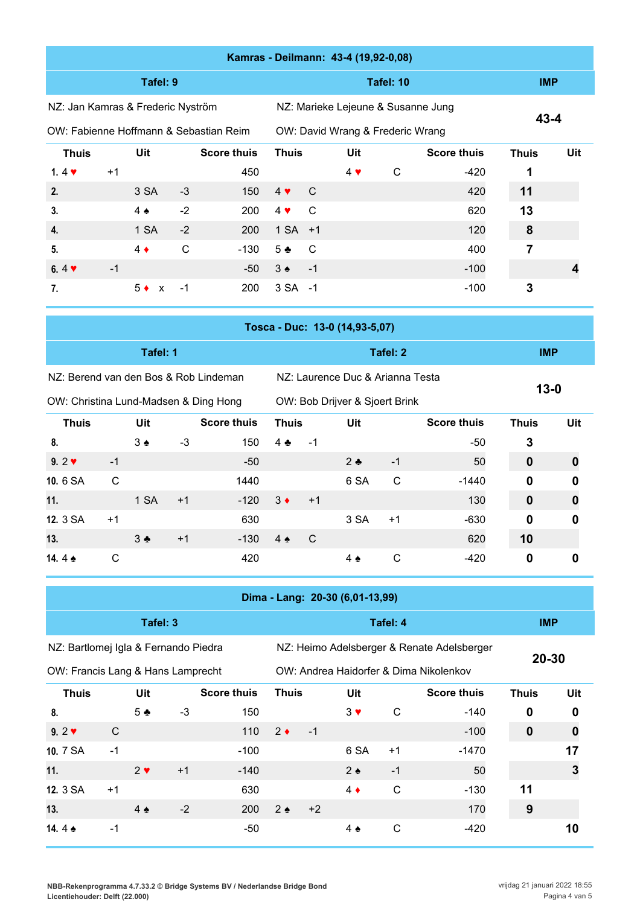## Kamras - Deilmann: 43-4 (19,92-0,08)

| Tafel: 9 | | | | Tafel: 10 | | | | IMP | |
|---|---|---|---|---|---|---|---|---|---|
| NZ: Jan Kamras & Frederic Nyström | | | | NZ: Marieke Lejeune & Susanne Jung | | | | 43-4 | |
| OW: Fabienne Hoffmann & Sebastian Reim | | | | OW: David Wrang & Frederic Wrang | | | | | |
| **Thuis** | | **Uit** | **Score thuis** | **Thuis** | | **Uit** | **Score thuis** | **Thuis** | **Uit** |
| 1. 4 ♥ | +1 | | 450 | | | 4 ♥ C | -420 | 1 | |
| 2. | | 3 SA -3 | 150 | 4 ♥ | C | | 420 | 11 | |
| 3. | | 4 ♠ -2 | 200 | 4 ♥ | C | | 620 | 13 | |
| 4. | | 1 SA -2 | 200 | 1 SA | +1 | | 120 | 8 | |
| 5. | | 4 ♦ C | -130 | 5 ♣ | C | | 400 | 7 | |
| 6. 4 ♥ | -1 | | -50 | 3 ♠ | -1 | | -100 | | 4 |
| 7. | | 5 ♦ x -1 | 200 | 3 SA | -1 | | -100 | 3 | |

## Tosca - Duc: 13-0 (14,93-5,07)

| Tafel: 1 | | | | Tafel: 2 | | | | IMP | |
|---|---|---|---|---|---|---|---|---|---|
| NZ: Berend van den Bos & Rob Lindeman | | | | NZ: Laurence Duc & Arianna Testa | | | | 13-0 | |
| OW: Christina Lund-Madsen & Ding Hong | | | | OW: Bob Drijver & Sjoert Brink | | | | | |
| **Thuis** | | **Uit** | **Score thuis** | **Thuis** | | **Uit** | **Score thuis** | **Thuis** | **Uit** |
| 8. | | 3 ♠ -3 | 150 | 4 ♣ | -1 | | -50 | 3 | |
| 9. 2 ♥ | -1 | | -50 | | | 2 ♣ -1 | 50 | 0 | 0 |
| 10. 6 SA | C | | 1440 | | | 6 SA C | -1440 | 0 | 0 |
| 11. | | 1 SA +1 | -120 | 3 ♦ | +1 | | 130 | 0 | 0 |
| 12. 3 SA | +1 | | 630 | | | 3 SA +1 | -630 | 0 | 0 |
| 13. | | 3 ♣ +1 | -130 | 4 ♠ | C | | 620 | 10 | |
| 14. 4 ♠ | C | | 420 | | | 4 ♠ C | -420 | 0 | 0 |

## Dima - Lang: 20-30 (6,01-13,99)

| Tafel: 3 | | | | Tafel: 4 | | | | IMP | |
|---|---|---|---|---|---|---|---|---|---|
| NZ: Bartlomej Igla & Fernando Piedra | | | | NZ: Heimo Adelsberger & Renate Adelsberger | | | | 20-30 | |
| OW: Francis Lang & Hans Lamprecht | | | | OW: Andrea Haidorfer & Dima Nikolenkov | | | | | |
| **Thuis** | | **Uit** | **Score thuis** | **Thuis** | | **Uit** | **Score thuis** | **Thuis** | **Uit** |
| 8. | | 5 ♣ -3 | 150 | | | 3 ♥ C | -140 | 0 | 0 |
| 9. 2 ♥ | C | | 110 | 2 ♦ | -1 | | -100 | 0 | 0 |
| 10. 7 SA | -1 | | -100 | | | 6 SA +1 | -1470 | | 17 |
| 11. | | 2 ♥ +1 | -140 | | | 2 ♠ -1 | 50 | | 3 |
| 12. 3 SA | +1 | | 630 | | | 4 ♦ C | -130 | 11 | |
| 13. | | 4 ♠ -2 | 200 | 2 ♠ | +2 | | 170 | 9 | |
| 14. 4 ♠ | -1 | | -50 | | | 4 ♠ C | -420 | | 10 |

NBB-Rekenprogramma 4.7.33.2 © Bridge Systems BV / Nederlandse Bridge Bond
Licentiehouder: Delft (22.000)

vrijdag 21 januari 2022 18:55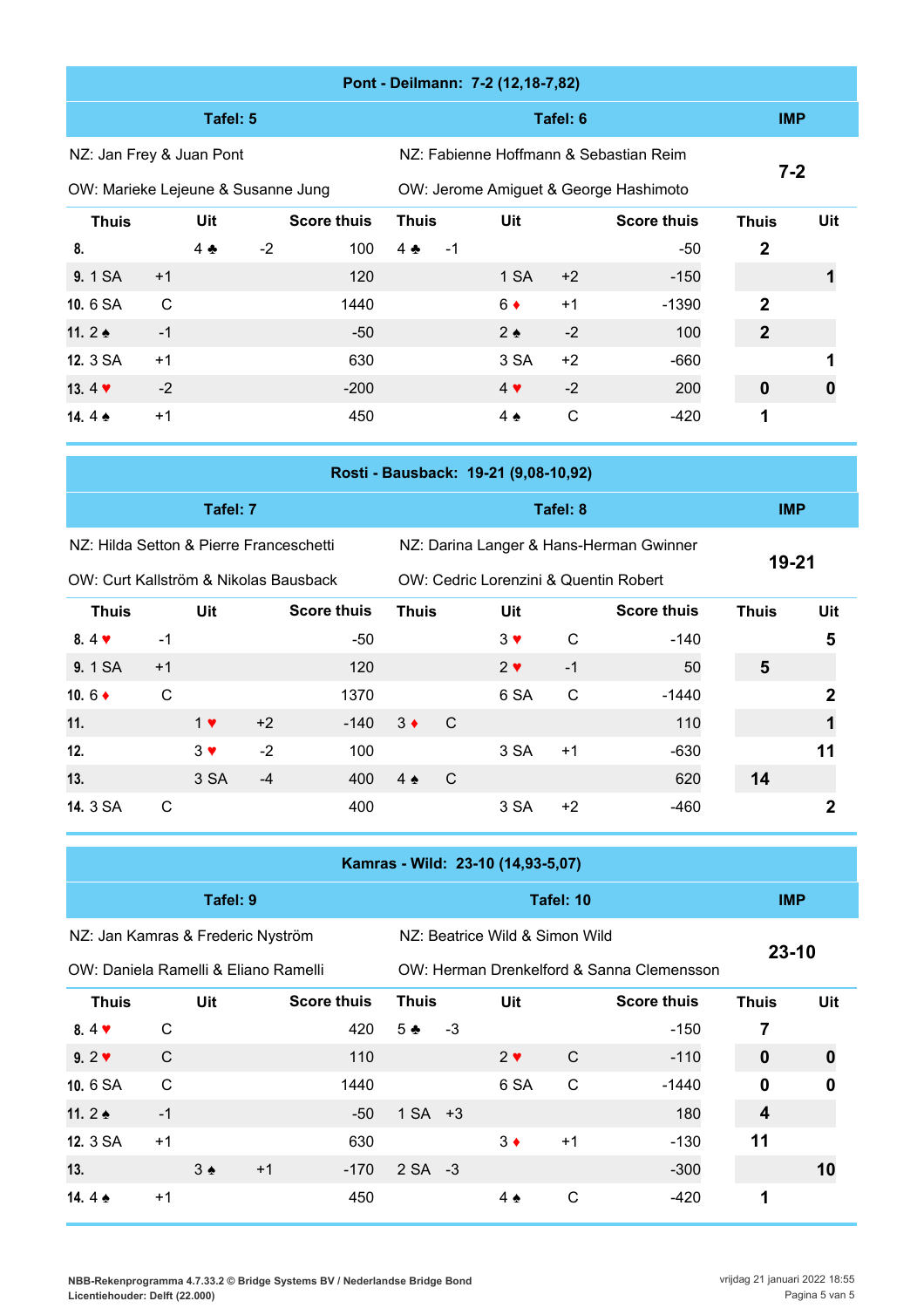## Pont - Deilmann: 7-2 (12,18-7,82)

| Tafel: 5 | | | | | Tafel: 6 | | | | | IMP | |
|---|---|---|---|---|---|---|---|---|---|---|---|
| NZ: Jan Frey & Juan Pont | | | | | NZ: Fabienne Hoffmann & Sebastian Reim | | | | | 7-2 | |
| OW: Marieke Lejeune & Susanne Jung | | | | | OW: Jerome Amiguet & George Hashimoto | | | | | | |
| Thuis | | Uit | | Score thuis | Thuis | | Uit | | Score thuis | Thuis | Uit |
| 8. | | 4 ♣ | -2 | 100 | 4 ♣ | -1 | | | -50 | 2 | |
| 9. 1 SA | +1 | | | 120 | | | 1 SA | +2 | -150 | | 1 |
| 10. 6 SA | C | | | 1440 | | | 6 ♦ | +1 | -1390 | 2 | |
| 11. 2 ♠ | -1 | | | -50 | | | 2 ♠ | -2 | 100 | 2 | |
| 12. 3 SA | +1 | | | 630 | | | 3 SA | +2 | -660 | | 1 |
| 13. 4 ♥ | -2 | | | -200 | | | 4 ♥ | -2 | 200 | 0 | 0 |
| 14. 4 ♠ | +1 | | | 450 | | | 4 ♠ | C | -420 | 1 | |

## Rosti - Bausback: 19-21 (9,08-10,92)

| Tafel: 7 | | | | | Tafel: 8 | | | | | IMP | |
|---|---|---|---|---|---|---|---|---|---|---|---|
| NZ: Hilda Setton & Pierre Franceschetti | | | | | NZ: Darina Langer & Hans-Herman Gwinner | | | | | 19-21 | |
| OW: Curt Kallström & Nikolas Bausback | | | | | OW: Cedric Lorenzini & Quentin Robert | | | | | | |
| Thuis | | Uit | | Score thuis | Thuis | | Uit | | Score thuis | Thuis | Uit |
| 8. 4 ♥ | -1 | | | -50 | | | 3 ♥ | C | -140 | | 5 |
| 9. 1 SA | +1 | | | 120 | | | 2 ♥ | -1 | 50 | 5 | |
| 10. 6 ♦ | C | | | 1370 | | | 6 SA | C | -1440 | | 2 |
| 11. | | 1 ♥ | +2 | -140 | 3 ♦ | C | | | 110 | | 1 |
| 12. | | 3 ♥ | -2 | 100 | | | 3 SA | +1 | -630 | | 11 |
| 13. | | 3 SA | -4 | 400 | 4 ♠ | C | | | 620 | 14 | |
| 14. 3 SA | C | | | 400 | | | 3 SA | +2 | -460 | | 2 |

## Kamras - Wild: 23-10 (14,93-5,07)

| Tafel: 9 | | | | | Tafel: 10 | | | | | IMP | |
|---|---|---|---|---|---|---|---|---|---|---|---|
| NZ: Jan Kamras & Frederic Nyström | | | | | NZ: Beatrice Wild & Simon Wild | | | | | 23-10 | |
| OW: Daniela Ramelli & Eliano Ramelli | | | | | OW: Herman Drenkelford & Sanna Clemensson | | | | | | |
| Thuis | | Uit | | Score thuis | Thuis | | Uit | | Score thuis | Thuis | Uit |
| 8. 4 ♥ | C | | | 420 | 5 ♣ | -3 | | | -150 | 7 | |
| 9. 2 ♥ | C | | | 110 | | | 2 ♥ | C | -110 | 0 | 0 |
| 10. 6 SA | C | | | 1440 | | | 6 SA | C | -1440 | 0 | 0 |
| 11. 2 ♠ | -1 | | | -50 | 1 SA | +3 | | | 180 | 4 | |
| 12. 3 SA | +1 | | | 630 | | | 3 ♦ | +1 | -130 | 11 | |
| 13. | | 3 ♠ | +1 | -170 | 2 SA | -3 | | | -300 | | 10 |
| 14. 4 ♠ | +1 | | | 450 | | | 4 ♠ | C | -420 | 1 | |

NBB-Rekenprogramma 4.7.33.2 © Bridge Systems BV / Nederlandse Bridge Bond
Licentiehouder: Delft (22.000)

vrijdag 21 januari 2022 18:55